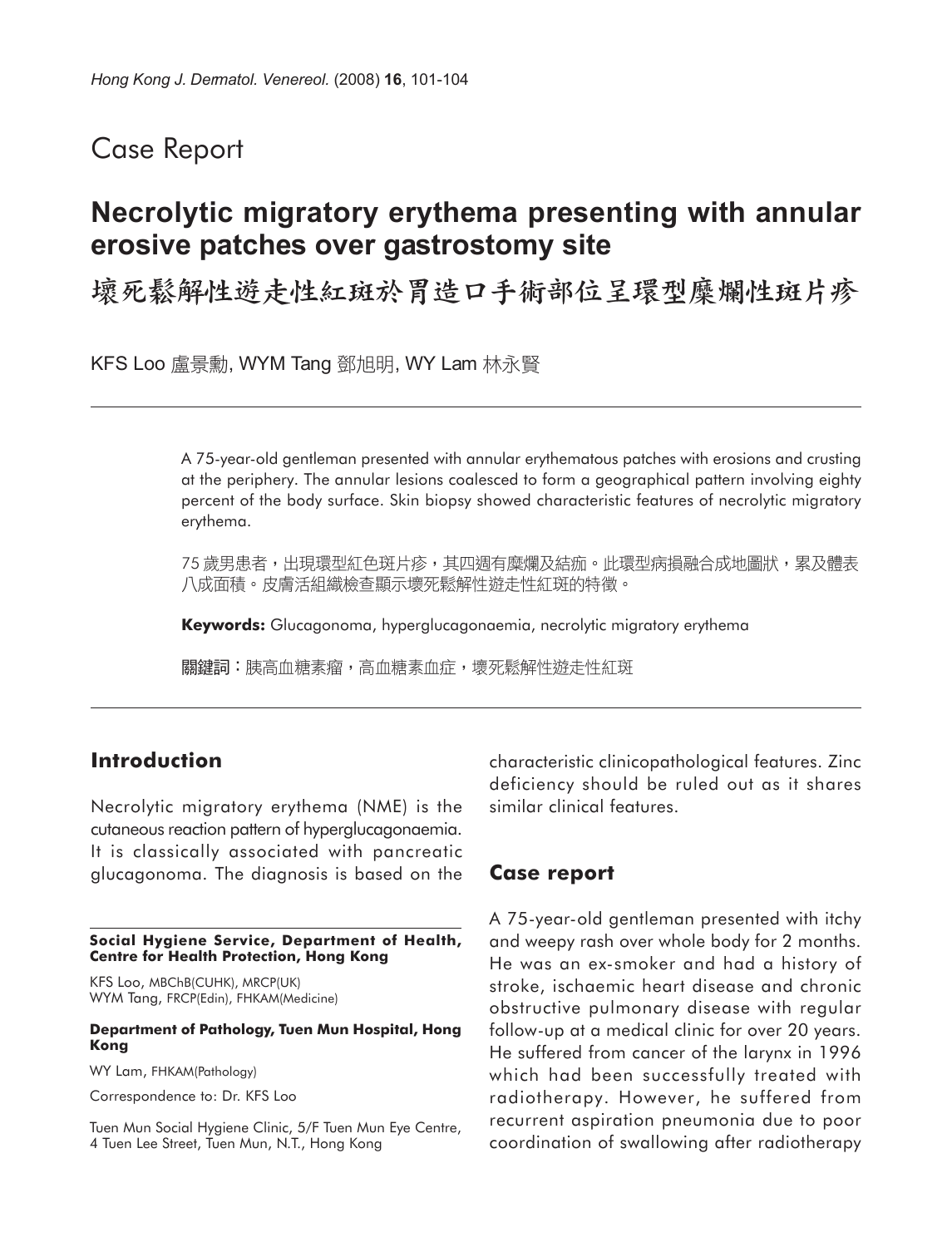# Case Report

## Necrolytic migratory erythema presenting with annular erosive patches over gastrostomy site

## 壞死鬆解性遊走性紅斑於胃造口手術部位呈環型糜爛性斑片疹

KFS Loo 盧景勳, WYM Tang 鄧旭明, WY Lam 林永賢

A 75-year-old gentleman presented with annular erythematous patches with erosions and crusting at the periphery. The annular lesions coalesced to form a geographical pattern involving eighty percent of the body surface. Skin biopsy showed characteristic features of necrolytic migratory erythema.

75 歲男患者，出現環型紅色斑片疹，其四週有糜爛及結痂。此環型病損融合成地圖狀，累及體表八成面積。皮膚活組織檢查顯示壞死鬆解性遊走性紅斑的特徵。

**Keywords:** Glucagonoma, hyperglucagonaemia, necrolytic migratory erythema

**關鍵詞：**胰高血糖素瘤，高血糖素血症，壞死鬆解性遊走性紅斑

## Introduction

Necrolytic migratory erythema (NME) is the cutaneous reaction pattern of hyperglucagonaemia. It is classically associated with pancreatic glucagonoma. The diagnosis is based on the characteristic clinicopathological features. Zinc deficiency should be ruled out as it shares similar clinical features.

## Case report

A 75-year-old gentleman presented with itchy and weepy rash over whole body for 2 months. He was an ex-smoker and had a history of stroke, ischaemic heart disease and chronic obstructive pulmonary disease with regular follow-up at a medical clinic for over 20 years. He suffered from cancer of the larynx in 1996 which had been successfully treated with radiotherapy. However, he suffered from recurrent aspiration pneumonia due to poor coordination of swallowing after radiotherapy

**Social Hygiene Service, Department of Health, Centre for Health Protection, Hong Kong**

KFS Loo, MBChB(CUHK), MRCP(UK)
WYM Tang, FRCP(Edin), FHKAM(Medicine)

**Department of Pathology, Tuen Mun Hospital, Hong Kong**

WY Lam, FHKAM(Pathology)

Correspondence to: Dr. KFS Loo

Tuen Mun Social Hygiene Clinic, 5/F Tuen Mun Eye Centre, 4 Tuen Lee Street, Tuen Mun, N.T., Hong Kong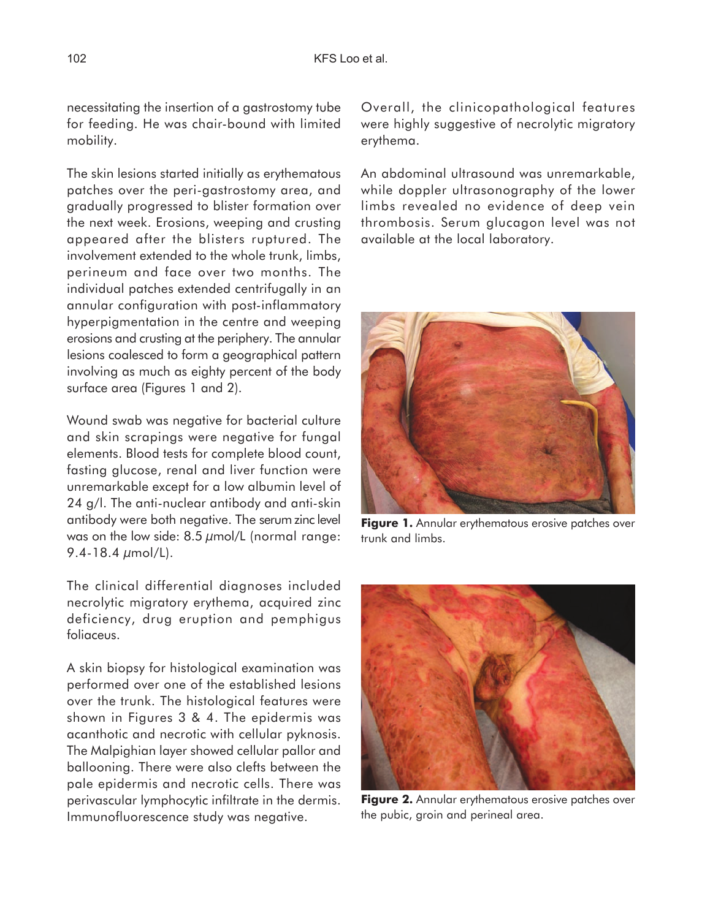necessitating the insertion of a gastrostomy tube for feeding. He was chair-bound with limited mobility.

The skin lesions started initially as erythematous patches over the peri-gastrostomy area, and gradually progressed to blister formation over the next week. Erosions, weeping and crusting appeared after the blisters ruptured. The involvement extended to the whole trunk, limbs, perineum and face over two months. The individual patches extended centrifugally in an annular configuration with post-inflammatory hyperpigmentation in the centre and weeping erosions and crusting at the periphery. The annular lesions coalesced to form a geographical pattern involving as much as eighty percent of the body surface area (Figures 1 and 2).

Wound swab was negative for bacterial culture and skin scrapings were negative for fungal elements. Blood tests for complete blood count, fasting glucose, renal and liver function were unremarkable except for a low albumin level of 24 g/l. The anti-nuclear antibody and anti-skin antibody were both negative. The serum zinc level was on the low side: 8.5 $\mu$mol/L (normal range: 9.4-18.4 $\mu$mol/L).

The clinical differential diagnoses included necrolytic migratory erythema, acquired zinc deficiency, drug eruption and pemphigus foliaceus.

A skin biopsy for histological examination was performed over one of the established lesions over the trunk. The histological features were shown in Figures 3 & 4. The epidermis was acanthotic and necrotic with cellular pyknosis. The Malpighian layer showed cellular pallor and ballooning. There were also clefts between the pale epidermis and necrotic cells. There was perivascular lymphocytic infiltrate in the dermis. Immunofluorescence study was negative.

Overall, the clinicopathological features were highly suggestive of necrolytic migratory erythema.

An abdominal ultrasound was unremarkable, while doppler ultrasonography of the lower limbs revealed no evidence of deep vein thrombosis. Serum glucagon level was not available at the local laboratory.

**Figure 1.** Annular erythematous erosive patches over trunk and limbs.

**Figure 2.** Annular erythematous erosive patches over the pubic, groin and perineal area.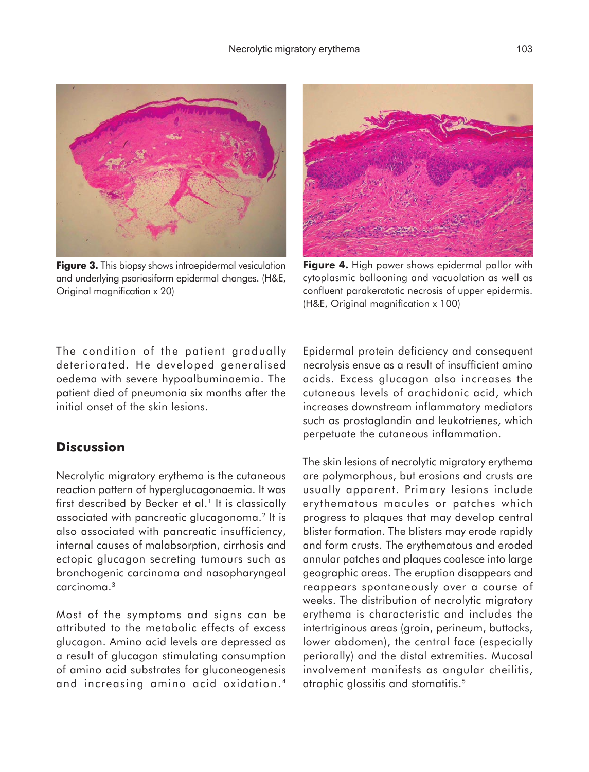**Figure 3.** This biopsy shows intraepidermal vesiculation and underlying psoriasiform epidermal changes. (H&E, Original magnification x 20)

**Figure 4.** High power shows epidermal pallor with cytoplasmic ballooning and vacuolation as well as confluent parakeratotic necrosis of upper epidermis. (H&E, Original magnification x 100)

The condition of the patient gradually deteriorated. He developed generalised oedema with severe hypoalbuminaemia. The patient died of pneumonia six months after the initial onset of the skin lesions.

## Discussion

Necrolytic migratory erythema is the cutaneous reaction pattern of hyperglucagonaemia. It was first described by Becker et al.[1] It is classically associated with pancreatic glucagonoma.[2] It is also associated with pancreatic insufficiency, internal causes of malabsorption, cirrhosis and ectopic glucagon secreting tumours such as bronchogenic carcinoma and nasopharyngeal carcinoma.[3]

Most of the symptoms and signs can be attributed to the metabolic effects of excess glucagon. Amino acid levels are depressed as a result of glucagon stimulating consumption of amino acid substrates for gluconeogenesis and increasing amino acid oxidation.[4] Epidermal protein deficiency and consequent necrolysis ensue as a result of insufficient amino acids. Excess glucagon also increases the cutaneous levels of arachidonic acid, which increases downstream inflammatory mediators such as prostaglandin and leukotrienes, which perpetuate the cutaneous inflammation.

The skin lesions of necrolytic migratory erythema are polymorphous, but erosions and crusts are usually apparent. Primary lesions include erythematous macules or patches which progress to plaques that may develop central blister formation. The blisters may erode rapidly and form crusts. The erythematous and eroded annular patches and plaques coalesce into large geographic areas. The eruption disappears and reappears spontaneously over a course of weeks. The distribution of necrolytic migratory erythema is characteristic and includes the intertriginous areas (groin, perineum, buttocks, lower abdomen), the central face (especially periorally) and the distal extremities. Mucosal involvement manifests as angular cheilitis, atrophic glossitis and stomatitis.[5]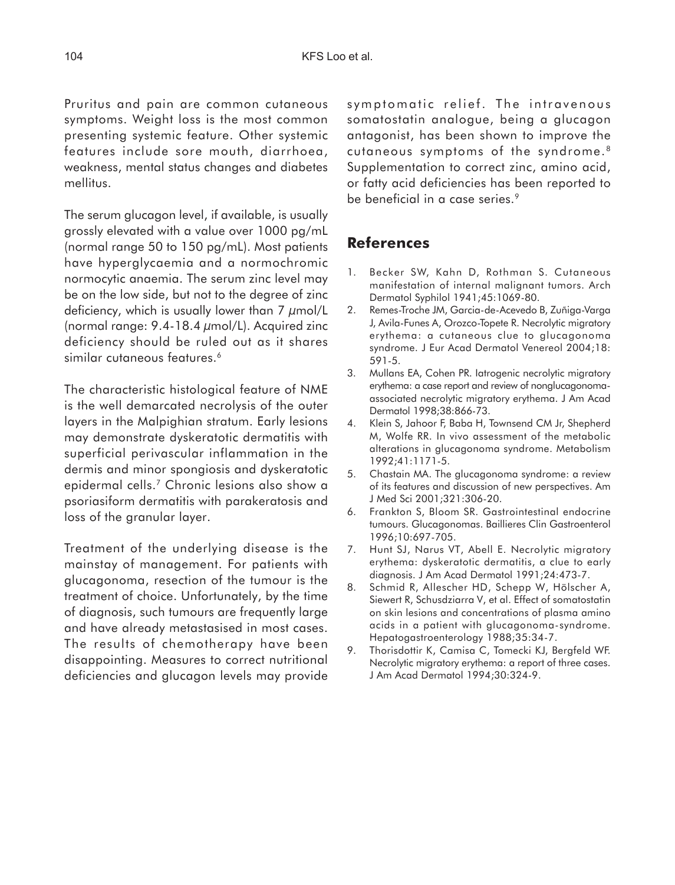Pruritus and pain are common cutaneous symptoms. Weight loss is the most common presenting systemic feature. Other systemic features include sore mouth, diarrhoea, weakness, mental status changes and diabetes mellitus.

The serum glucagon level, if available, is usually grossly elevated with a value over 1000 pg/mL (normal range 50 to 150 pg/mL). Most patients have hyperglycaemia and a normochromic normocytic anaemia. The serum zinc level may be on the low side, but not to the degree of zinc deficiency, which is usually lower than 7 $\mu$mol/L (normal range: 9.4-18.4 $\mu$mol/L). Acquired zinc deficiency should be ruled out as it shares similar cutaneous features.[6]

The characteristic histological feature of NME is the well demarcated necrolysis of the outer layers in the Malpighian stratum. Early lesions may demonstrate dyskeratotic dermatitis with superficial perivascular inflammation in the dermis and minor spongiosis and dyskeratotic epidermal cells.[7] Chronic lesions also show a psoriasiform dermatitis with parakeratosis and loss of the granular layer.

Treatment of the underlying disease is the mainstay of management. For patients with glucagonoma, resection of the tumour is the treatment of choice. Unfortunately, by the time of diagnosis, such tumours are frequently large and have already metastasised in most cases. The results of chemotherapy have been disappointing. Measures to correct nutritional deficiencies and glucagon levels may provide symptomatic relief. The intravenous somatostatin analogue, being a glucagon antagonist, has been shown to improve the cutaneous symptoms of the syndrome.[8] Supplementation to correct zinc, amino acid, or fatty acid deficiencies has been reported to be beneficial in a case series.[9]

## References

1. Becker SW, Kahn D, Rothman S. Cutaneous manifestation of internal malignant tumors. Arch Dermatol Syphilol 1941;45:1069-80.
2. Remes-Troche JM, Garcia-de-Acevedo B, Zuñiga-Varga J, Avila-Funes A, Orozco-Topete R. Necrolytic migratory erythema: a cutaneous clue to glucagonoma syndrome. J Eur Acad Dermatol Venereol 2004;18: 591-5.
3. Mullans EA, Cohen PR. Iatrogenic necrolytic migratory erythema: a case report and review of nonglucagonoma-associated necrolytic migratory erythema. J Am Acad Dermatol 1998;38:866-73.
4. Klein S, Jahoor F, Baba H, Townsend CM Jr, Shepherd M, Wolfe RR. In vivo assessment of the metabolic alterations in glucagonoma syndrome. Metabolism 1992;41:1171-5.
5. Chastain MA. The glucagonoma syndrome: a review of its features and discussion of new perspectives. Am J Med Sci 2001;321:306-20.
6. Frankton S, Bloom SR. Gastrointestinal endocrine tumours. Glucagonomas. Baillieres Clin Gastroenterol 1996;10:697-705.
7. Hunt SJ, Narus VT, Abell E. Necrolytic migratory erythema: dyskeratotic dermatitis, a clue to early diagnosis. J Am Acad Dermatol 1991;24:473-7.
8. Schmid R, Allescher HD, Schepp W, Hölscher A, Siewert R, Schusdziarra V, et al. Effect of somatostatin on skin lesions and concentrations of plasma amino acids in a patient with glucagonoma-syndrome. Hepatogastroenterology 1988;35:34-7.
9. Thorisdottir K, Camisa C, Tomecki KJ, Bergfeld WF. Necrolytic migratory erythema: a report of three cases. J Am Acad Dermatol 1994;30:324-9.